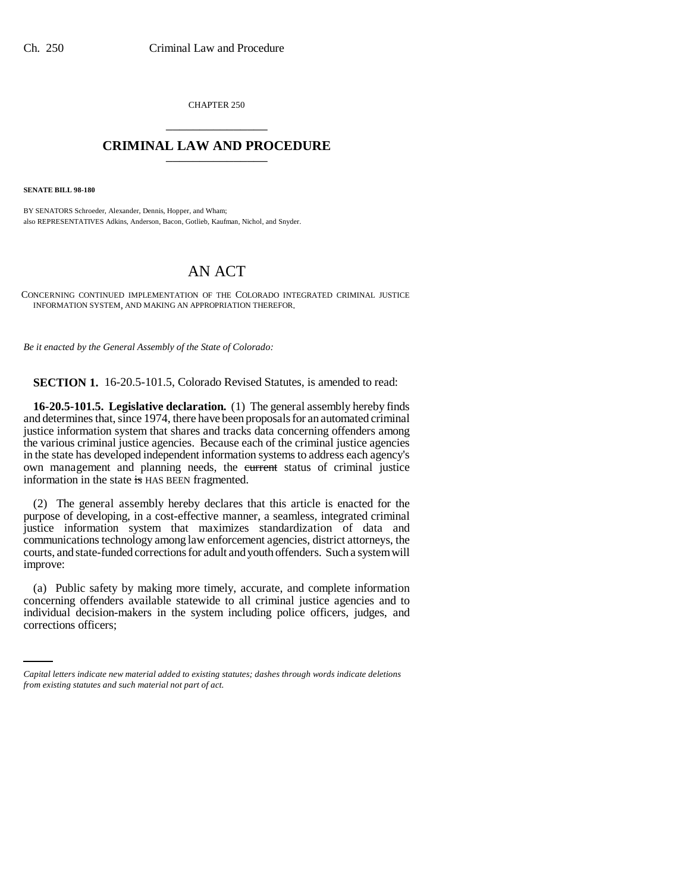CHAPTER 250

# CRIMINAL LAW AND PROCEDURE

**SENATE BILL 98-180**

BY SENATORS Schroeder, Alexander, Dennis, Hopper, and Wham;
also REPRESENTATIVES Adkins, Anderson, Bacon, Gotlieb, Kaufman, Nichol, and Snyder.

# AN ACT

CONCERNING CONTINUED IMPLEMENTATION OF THE COLORADO INTEGRATED CRIMINAL JUSTICE INFORMATION SYSTEM, AND MAKING AN APPROPRIATION THEREFOR.

*Be it enacted by the General Assembly of the State of Colorado:*

**SECTION 1.** 16-20.5-101.5, Colorado Revised Statutes, is amended to read:

**16-20.5-101.5. Legislative declaration.** (1) The general assembly hereby finds and determines that, since 1974, there have been proposals for an automated criminal justice information system that shares and tracks data concerning offenders among the various criminal justice agencies. Because each of the criminal justice agencies in the state has developed independent information systems to address each agency's own management and planning needs, the ~~current~~ status of criminal justice information in the state ~~is~~ HAS BEEN fragmented.

(2) The general assembly hereby declares that this article is enacted for the purpose of developing, in a cost-effective manner, a seamless, integrated criminal justice information system that maximizes standardization of data and communications technology among law enforcement agencies, district attorneys, the courts, and state-funded corrections for adult and youth offenders. Such a system will improve:

(a) Public safety by making more timely, accurate, and complete information concerning offenders available statewide to all criminal justice agencies and to individual decision-makers in the system including police officers, judges, and corrections officers;

*Capital letters indicate new material added to existing statutes; dashes through words indicate deletions from existing statutes and such material not part of act.*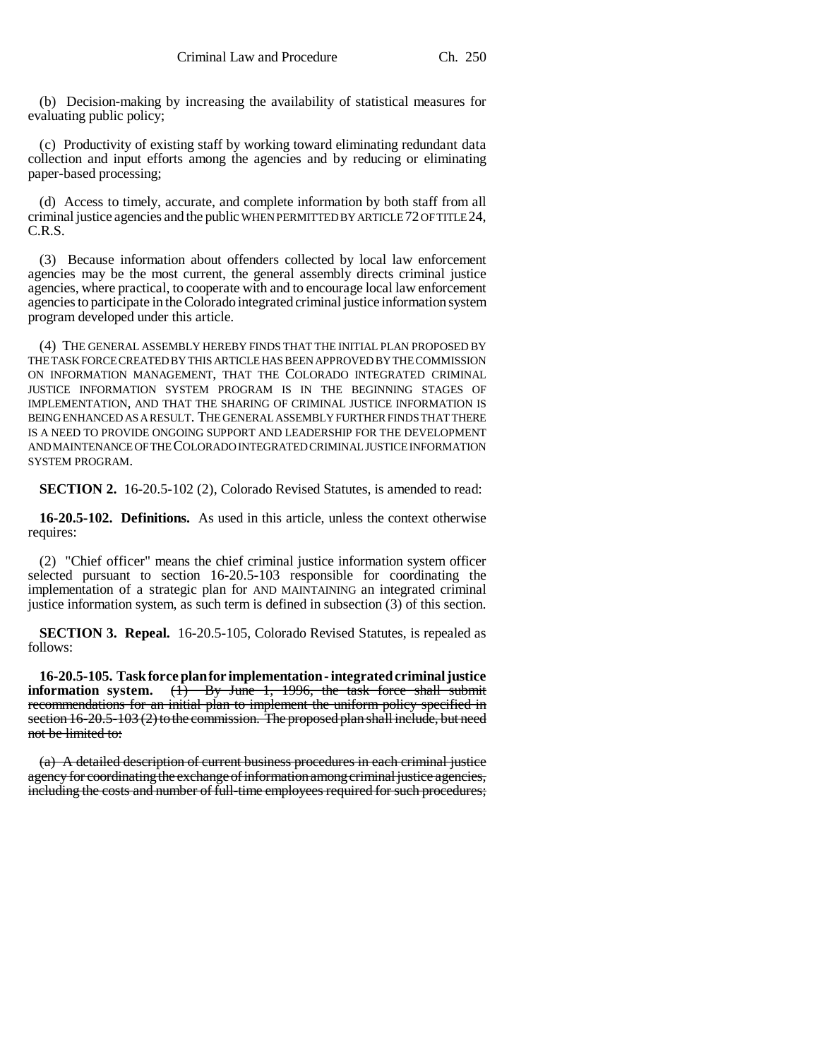(b) Decision-making by increasing the availability of statistical measures for evaluating public policy;

(c) Productivity of existing staff by working toward eliminating redundant data collection and input efforts among the agencies and by reducing or eliminating paper-based processing;

(d) Access to timely, accurate, and complete information by both staff from all criminal justice agencies and the public WHEN PERMITTED BY ARTICLE 72 OF TITLE 24, C.R.S.

(3) Because information about offenders collected by local law enforcement agencies may be the most current, the general assembly directs criminal justice agencies, where practical, to cooperate with and to encourage local law enforcement agencies to participate in the Colorado integrated criminal justice information system program developed under this article.

(4) THE GENERAL ASSEMBLY HEREBY FINDS THAT THE INITIAL PLAN PROPOSED BY THE TASK FORCE CREATED BY THIS ARTICLE HAS BEEN APPROVED BY THE COMMISSION ON INFORMATION MANAGEMENT, THAT THE COLORADO INTEGRATED CRIMINAL JUSTICE INFORMATION SYSTEM PROGRAM IS IN THE BEGINNING STAGES OF IMPLEMENTATION, AND THAT THE SHARING OF CRIMINAL JUSTICE INFORMATION IS BEING ENHANCED AS A RESULT. THE GENERAL ASSEMBLY FURTHER FINDS THAT THERE IS A NEED TO PROVIDE ONGOING SUPPORT AND LEADERSHIP FOR THE DEVELOPMENT AND MAINTENANCE OF THE COLORADO INTEGRATED CRIMINAL JUSTICE INFORMATION SYSTEM PROGRAM.

**SECTION 2.** 16-20.5-102 (2), Colorado Revised Statutes, is amended to read:

**16-20.5-102. Definitions.** As used in this article, unless the context otherwise requires:

(2) "Chief officer" means the chief criminal justice information system officer selected pursuant to section 16-20.5-103 responsible for coordinating the implementation of a strategic plan for AND MAINTAINING an integrated criminal justice information system, as such term is defined in subsection (3) of this section.

**SECTION 3. Repeal.** 16-20.5-105, Colorado Revised Statutes, is repealed as follows:

**16-20.5-105. Task force plan for implementation - integrated criminal justice information system.** ~~(1) By June 1, 1996, the task force shall submit recommendations for an initial plan to implement the uniform policy specified in section 16-20.5-103 (2) to the commission. The proposed plan shall include, but need not be limited to:~~

~~(a) A detailed description of current business procedures in each criminal justice agency for coordinating the exchange of information among criminal justice agencies, including the costs and number of full-time employees required for such procedures;~~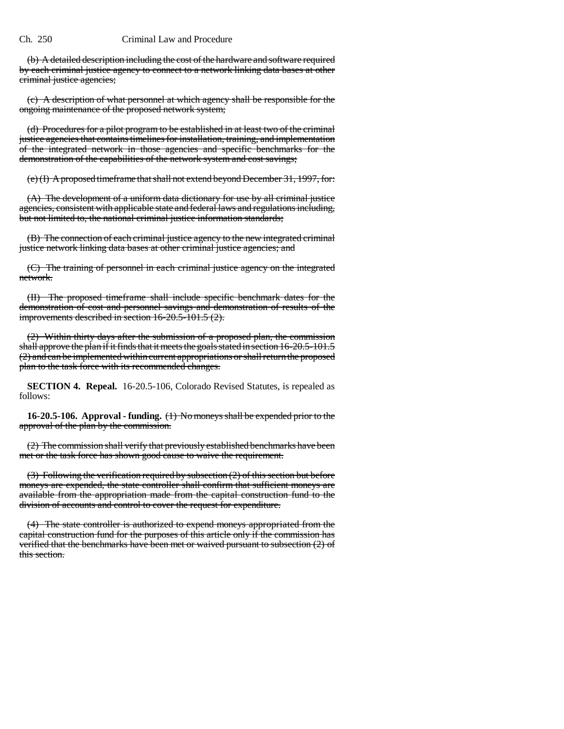(b) A detailed description including the cost of the hardware and software required by each criminal justice agency to connect to a network linking data bases at other criminal justice agencies;

(c) A description of what personnel at which agency shall be responsible for the ongoing maintenance of the proposed network system;

(d) Procedures for a pilot program to be established in at least two of the criminal justice agencies that contains timelines for installation, training, and implementation of the integrated network in those agencies and specific benchmarks for the demonstration of the capabilities of the network system and cost savings;

(e) (I) A proposed timeframe that shall not extend beyond December 31, 1997, for:

(A) The development of a uniform data dictionary for use by all criminal justice agencies, consistent with applicable state and federal laws and regulations including, but not limited to, the national criminal justice information standards;

(B) The connection of each criminal justice agency to the new integrated criminal justice network linking data bases at other criminal justice agencies; and

(C) The training of personnel in each criminal justice agency on the integrated network.

(II) The proposed timeframe shall include specific benchmark dates for the demonstration of cost and personnel savings and demonstration of results of the improvements described in section 16-20.5-101.5 (2).

(2) Within thirty days after the submission of a proposed plan, the commission shall approve the plan if it finds that it meets the goals stated in section 16-20.5-101.5 (2) and can be implemented within current appropriations or shall return the proposed plan to the task force with its recommended changes.

**SECTION 4. Repeal.** 16-20.5-106, Colorado Revised Statutes, is repealed as follows:

**16-20.5-106. Approval - funding.** (1) No moneys shall be expended prior to the approval of the plan by the commission.

(2) The commission shall verify that previously established benchmarks have been met or the task force has shown good cause to waive the requirement.

(3) Following the verification required by subsection (2) of this section but before moneys are expended, the state controller shall confirm that sufficient moneys are available from the appropriation made from the capital construction fund to the division of accounts and control to cover the request for expenditure.

(4) The state controller is authorized to expend moneys appropriated from the capital construction fund for the purposes of this article only if the commission has verified that the benchmarks have been met or waived pursuant to subsection (2) of this section.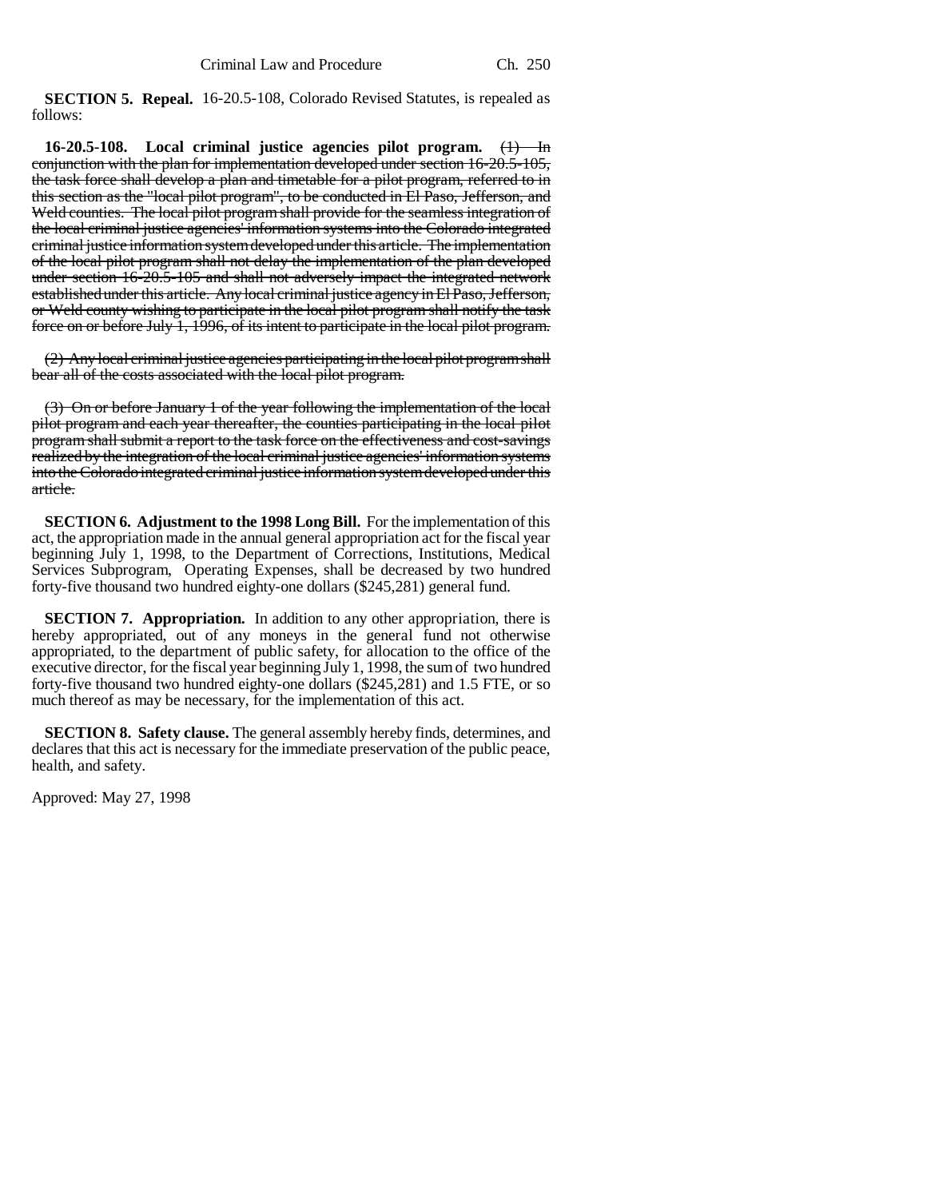**SECTION 5. Repeal.** 16-20.5-108, Colorado Revised Statutes, is repealed as follows:

**16-20.5-108. Local criminal justice agencies pilot program.** ~~(1) In conjunction with the plan for implementation developed under section 16-20.5-105, the task force shall develop a plan and timetable for a pilot program, referred to in this section as the "local pilot program", to be conducted in El Paso, Jefferson, and Weld counties. The local pilot program shall provide for the seamless integration of the local criminal justice agencies' information systems into the Colorado integrated criminal justice information system developed under this article. The implementation of the local pilot program shall not delay the implementation of the plan developed under section 16-20.5-105 and shall not adversely impact the integrated network established under this article. Any local criminal justice agency in El Paso, Jefferson, or Weld county wishing to participate in the local pilot program shall notify the task force on or before July 1, 1996, of its intent to participate in the local pilot program.~~

~~(2) Any local criminal justice agencies participating in the local pilot program shall bear all of the costs associated with the local pilot program.~~

~~(3) On or before January 1 of the year following the implementation of the local pilot program and each year thereafter, the counties participating in the local pilot program shall submit a report to the task force on the effectiveness and cost-savings realized by the integration of the local criminal justice agencies' information systems into the Colorado integrated criminal justice information system developed under this article.~~

**SECTION 6. Adjustment to the 1998 Long Bill.** For the implementation of this act, the appropriation made in the annual general appropriation act for the fiscal year beginning July 1, 1998, to the Department of Corrections, Institutions, Medical Services Subprogram, Operating Expenses, shall be decreased by two hundred forty-five thousand two hundred eighty-one dollars ($245,281) general fund.

**SECTION 7. Appropriation.** In addition to any other appropriation, there is hereby appropriated, out of any moneys in the general fund not otherwise appropriated, to the department of public safety, for allocation to the office of the executive director, for the fiscal year beginning July 1, 1998, the sum of two hundred forty-five thousand two hundred eighty-one dollars ($245,281) and 1.5 FTE, or so much thereof as may be necessary, for the implementation of this act.

**SECTION 8. Safety clause.** The general assembly hereby finds, determines, and declares that this act is necessary for the immediate preservation of the public peace, health, and safety.

Approved: May 27, 1998